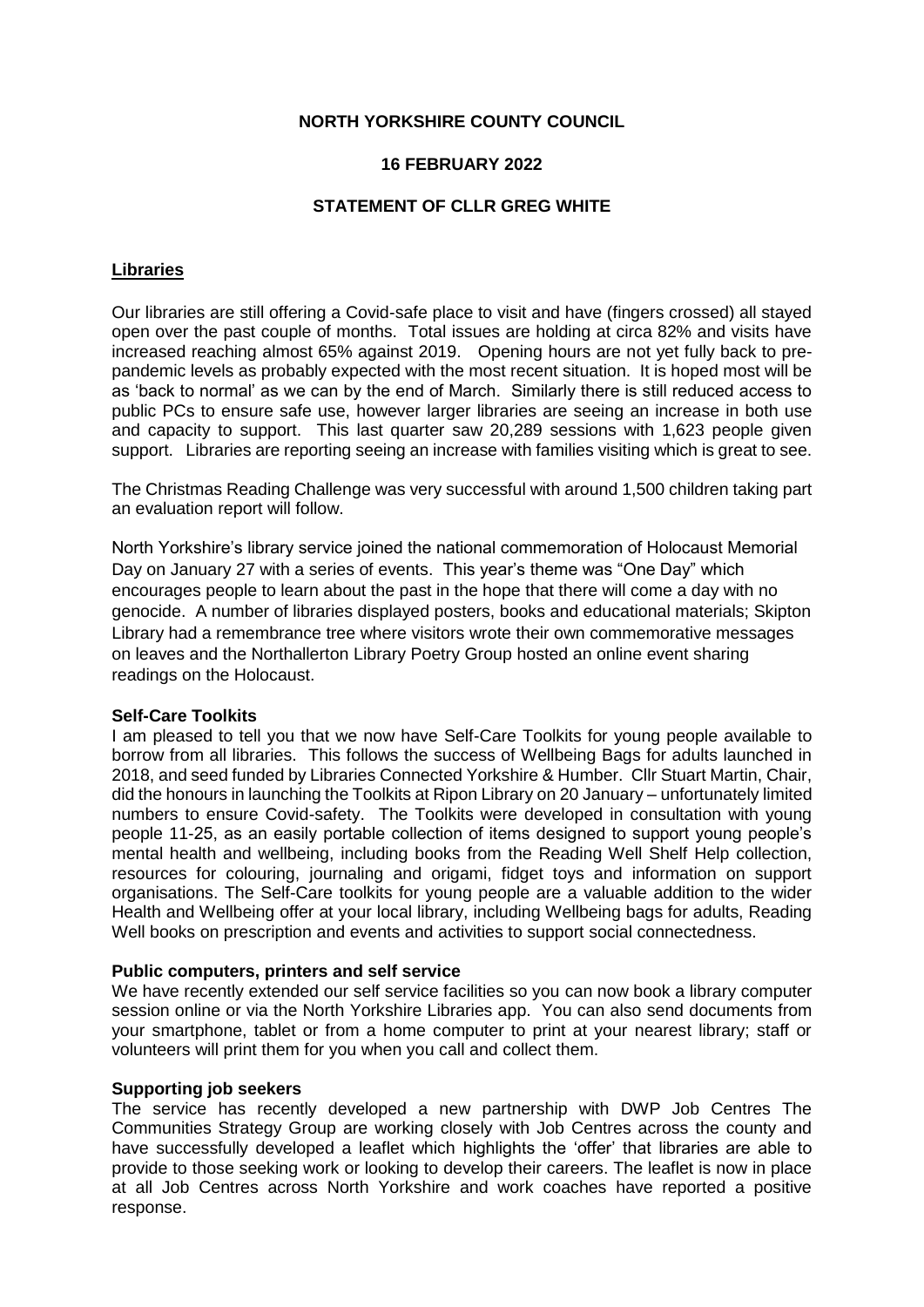**NORTH YORKSHIRE COUNTY COUNCIL**

**16 FEBRUARY 2022**

**STATEMENT OF CLLR GREG WHITE**

## Libraries

Our libraries are still offering a Covid-safe place to visit and have (fingers crossed) all stayed open over the past couple of months. Total issues are holding at circa 82% and visits have increased reaching almost 65% against 2019. Opening hours are not yet fully back to pre-pandemic levels as probably expected with the most recent situation. It is hoped most will be as 'back to normal' as we can by the end of March. Similarly there is still reduced access to public PCs to ensure safe use, however larger libraries are seeing an increase in both use and capacity to support. This last quarter saw 20,289 sessions with 1,623 people given support. Libraries are reporting seeing an increase with families visiting which is great to see.

The Christmas Reading Challenge was very successful with around 1,500 children taking part an evaluation report will follow.

North Yorkshire's library service joined the national commemoration of Holocaust Memorial Day on January 27 with a series of events. This year's theme was "One Day" which encourages people to learn about the past in the hope that there will come a day with no genocide. A number of libraries displayed posters, books and educational materials; Skipton Library had a remembrance tree where visitors wrote their own commemorative messages on leaves and the Northallerton Library Poetry Group hosted an online event sharing readings on the Holocaust.

### Self-Care Toolkits

I am pleased to tell you that we now have Self-Care Toolkits for young people available to borrow from all libraries. This follows the success of Wellbeing Bags for adults launched in 2018, and seed funded by Libraries Connected Yorkshire & Humber. Cllr Stuart Martin, Chair, did the honours in launching the Toolkits at Ripon Library on 20 January – unfortunately limited numbers to ensure Covid-safety. The Toolkits were developed in consultation with young people 11-25, as an easily portable collection of items designed to support young people's mental health and wellbeing, including books from the Reading Well Shelf Help collection, resources for colouring, journaling and origami, fidget toys and information on support organisations. The Self-Care toolkits for young people are a valuable addition to the wider Health and Wellbeing offer at your local library, including Wellbeing bags for adults, Reading Well books on prescription and events and activities to support social connectedness.

### Public computers, printers and self service

We have recently extended our self service facilities so you can now book a library computer session online or via the North Yorkshire Libraries app. You can also send documents from your smartphone, tablet or from a home computer to print at your nearest library; staff or volunteers will print them for you when you call and collect them.

### Supporting job seekers

The service has recently developed a new partnership with DWP Job Centres The Communities Strategy Group are working closely with Job Centres across the county and have successfully developed a leaflet which highlights the 'offer' that libraries are able to provide to those seeking work or looking to develop their careers. The leaflet is now in place at all Job Centres across North Yorkshire and work coaches have reported a positive response.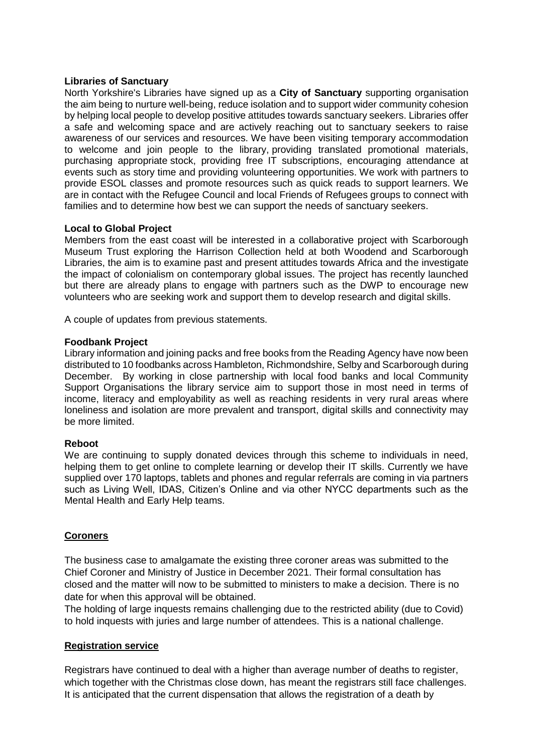**Libraries of Sanctuary**

North Yorkshire's Libraries have signed up as a **City of Sanctuary** supporting organisation the aim being to nurture well-being, reduce isolation and to support wider community cohesion by helping local people to develop positive attitudes towards sanctuary seekers. Libraries offer a safe and welcoming space and are actively reaching out to sanctuary seekers to raise awareness of our services and resources. We have been visiting temporary accommodation to welcome and join people to the library, providing translated promotional materials, purchasing appropriate stock, providing free IT subscriptions, encouraging attendance at events such as story time and providing volunteering opportunities. We work with partners to provide ESOL classes and promote resources such as quick reads to support learners. We are in contact with the Refugee Council and local Friends of Refugees groups to connect with families and to determine how best we can support the needs of sanctuary seekers.

**Local to Global Project**

Members from the east coast will be interested in a collaborative project with Scarborough Museum Trust exploring the Harrison Collection held at both Woodend and Scarborough Libraries, the aim is to examine past and present attitudes towards Africa and the investigate the impact of colonialism on contemporary global issues. The project has recently launched but there are already plans to engage with partners such as the DWP to encourage new volunteers who are seeking work and support them to develop research and digital skills.

A couple of updates from previous statements.

**Foodbank Project**

Library information and joining packs and free books from the Reading Agency have now been distributed to 10 foodbanks across Hambleton, Richmondshire, Selby and Scarborough during December. By working in close partnership with local food banks and local Community Support Organisations the library service aim to support those in most need in terms of income, literacy and employability as well as reaching residents in very rural areas where loneliness and isolation are more prevalent and transport, digital skills and connectivity may be more limited.

**Reboot**

We are continuing to supply donated devices through this scheme to individuals in need, helping them to get online to complete learning or develop their IT skills. Currently we have supplied over 170 laptops, tablets and phones and regular referrals are coming in via partners such as Living Well, IDAS, Citizen's Online and via other NYCC departments such as the Mental Health and Early Help teams.

**Coroners**

The business case to amalgamate the existing three coroner areas was submitted to the Chief Coroner and Ministry of Justice in December 2021. Their formal consultation has closed and the matter will now to be submitted to ministers to make a decision. There is no date for when this approval will be obtained.

The holding of large inquests remains challenging due to the restricted ability (due to Covid) to hold inquests with juries and large number of attendees. This is a national challenge.

**Registration service**

Registrars have continued to deal with a higher than average number of deaths to register, which together with the Christmas close down, has meant the registrars still face challenges. It is anticipated that the current dispensation that allows the registration of a death by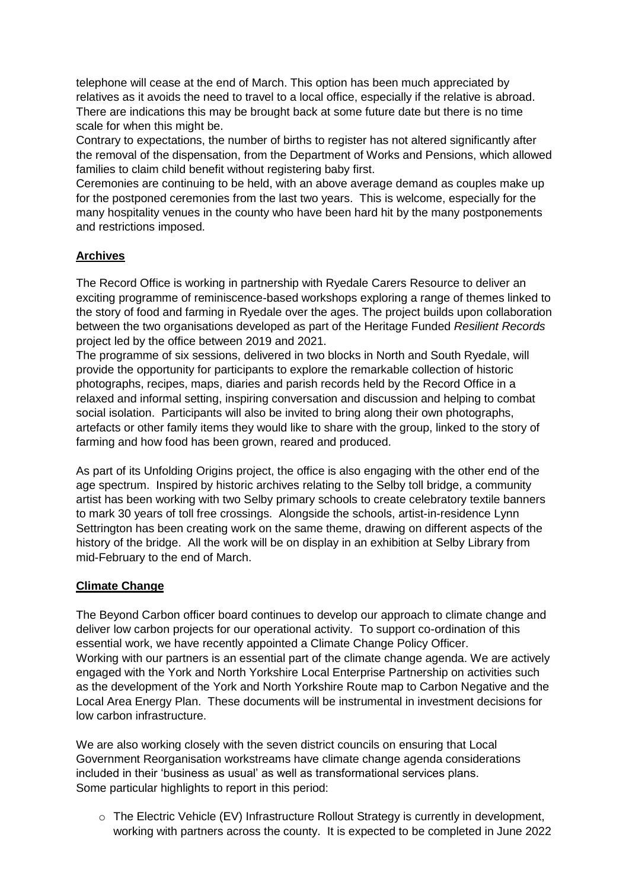telephone will cease at the end of March. This option has been much appreciated by relatives as it avoids the need to travel to a local office, especially if the relative is abroad. There are indications this may be brought back at some future date but there is no time scale for when this might be.

Contrary to expectations, the number of births to register has not altered significantly after the removal of the dispensation, from the Department of Works and Pensions, which allowed families to claim child benefit without registering baby first.

Ceremonies are continuing to be held, with an above average demand as couples make up for the postponed ceremonies from the last two years. This is welcome, especially for the many hospitality venues in the county who have been hard hit by the many postponements and restrictions imposed.

## Archives

The Record Office is working in partnership with Ryedale Carers Resource to deliver an exciting programme of reminiscence-based workshops exploring a range of themes linked to the story of food and farming in Ryedale over the ages. The project builds upon collaboration between the two organisations developed as part of the Heritage Funded *Resilient Records* project led by the office between 2019 and 2021.

The programme of six sessions, delivered in two blocks in North and South Ryedale, will provide the opportunity for participants to explore the remarkable collection of historic photographs, recipes, maps, diaries and parish records held by the Record Office in a relaxed and informal setting, inspiring conversation and discussion and helping to combat social isolation. Participants will also be invited to bring along their own photographs, artefacts or other family items they would like to share with the group, linked to the story of farming and how food has been grown, reared and produced.

As part of its Unfolding Origins project, the office is also engaging with the other end of the age spectrum. Inspired by historic archives relating to the Selby toll bridge, a community artist has been working with two Selby primary schools to create celebratory textile banners to mark 30 years of toll free crossings. Alongside the schools, artist-in-residence Lynn Settrington has been creating work on the same theme, drawing on different aspects of the history of the bridge. All the work will be on display in an exhibition at Selby Library from mid-February to the end of March.

## Climate Change

The Beyond Carbon officer board continues to develop our approach to climate change and deliver low carbon projects for our operational activity. To support co-ordination of this essential work, we have recently appointed a Climate Change Policy Officer.

Working with our partners is an essential part of the climate change agenda. We are actively engaged with the York and North Yorkshire Local Enterprise Partnership on activities such as the development of the York and North Yorkshire Route map to Carbon Negative and the Local Area Energy Plan. These documents will be instrumental in investment decisions for low carbon infrastructure.

We are also working closely with the seven district councils on ensuring that Local Government Reorganisation workstreams have climate change agenda considerations included in their 'business as usual' as well as transformational services plans.

Some particular highlights to report in this period:

- The Electric Vehicle (EV) Infrastructure Rollout Strategy is currently in development, working with partners across the county. It is expected to be completed in June 2022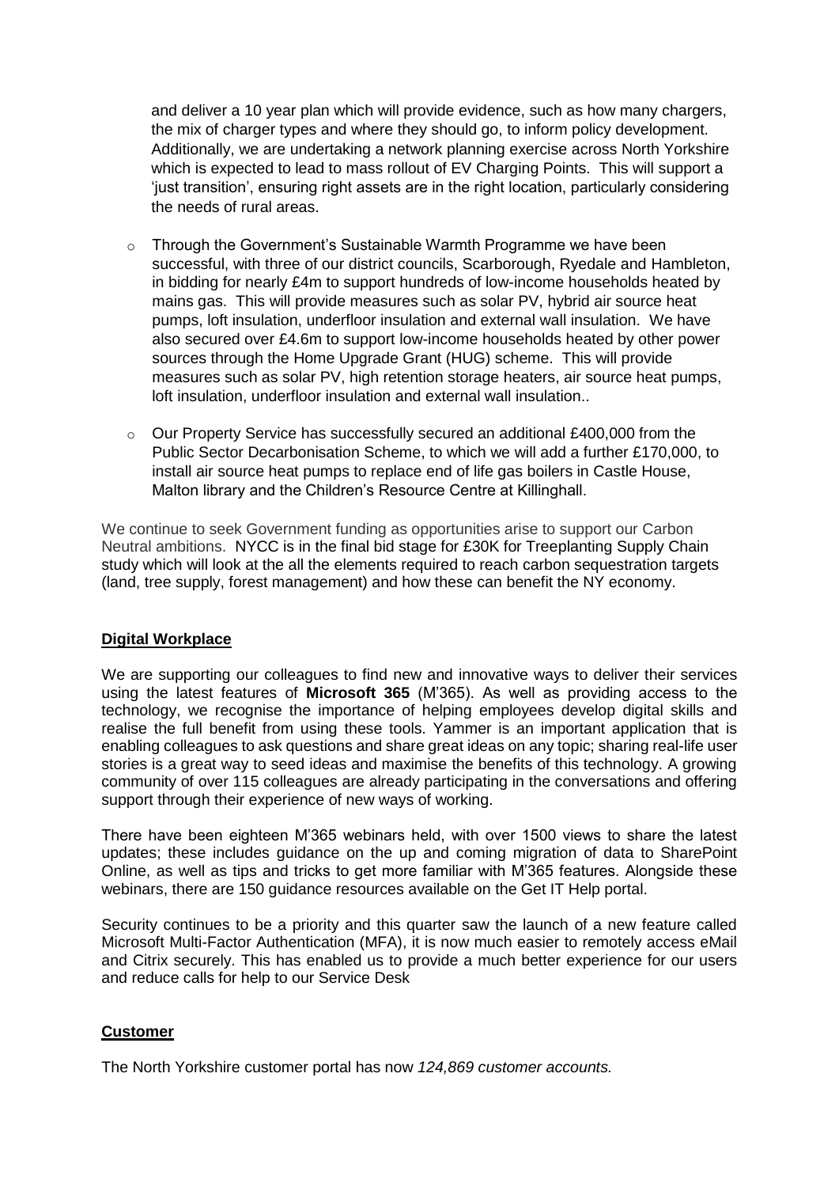and deliver a 10 year plan which will provide evidence, such as how many chargers, the mix of charger types and where they should go, to inform policy development. Additionally, we are undertaking a network planning exercise across North Yorkshire which is expected to lead to mass rollout of EV Charging Points. This will support a 'just transition', ensuring right assets are in the right location, particularly considering the needs of rural areas.

- Through the Government's Sustainable Warmth Programme we have been successful, with three of our district councils, Scarborough, Ryedale and Hambleton, in bidding for nearly £4m to support hundreds of low-income households heated by mains gas. This will provide measures such as solar PV, hybrid air source heat pumps, loft insulation, underfloor insulation and external wall insulation. We have also secured over £4.6m to support low-income households heated by other power sources through the Home Upgrade Grant (HUG) scheme. This will provide measures such as solar PV, high retention storage heaters, air source heat pumps, loft insulation, underfloor insulation and external wall insulation..
- Our Property Service has successfully secured an additional £400,000 from the Public Sector Decarbonisation Scheme, to which we will add a further £170,000, to install air source heat pumps to replace end of life gas boilers in Castle House, Malton library and the Children's Resource Centre at Killinghall.

We continue to seek Government funding as opportunities arise to support our Carbon Neutral ambitions. NYCC is in the final bid stage for £30K for Treeplanting Supply Chain study which will look at the all the elements required to reach carbon sequestration targets (land, tree supply, forest management) and how these can benefit the NY economy.

## Digital Workplace

We are supporting our colleagues to find new and innovative ways to deliver their services using the latest features of **Microsoft 365** (M'365). As well as providing access to the technology, we recognise the importance of helping employees develop digital skills and realise the full benefit from using these tools. Yammer is an important application that is enabling colleagues to ask questions and share great ideas on any topic; sharing real-life user stories is a great way to seed ideas and maximise the benefits of this technology. A growing community of over 115 colleagues are already participating in the conversations and offering support through their experience of new ways of working.

There have been eighteen M'365 webinars held, with over 1500 views to share the latest updates; these includes guidance on the up and coming migration of data to SharePoint Online, as well as tips and tricks to get more familiar with M'365 features. Alongside these webinars, there are 150 guidance resources available on the Get IT Help portal.

Security continues to be a priority and this quarter saw the launch of a new feature called Microsoft Multi-Factor Authentication (MFA), it is now much easier to remotely access eMail and Citrix securely. This has enabled us to provide a much better experience for our users and reduce calls for help to our Service Desk

## Customer

The North Yorkshire customer portal has now *124,869 customer accounts.*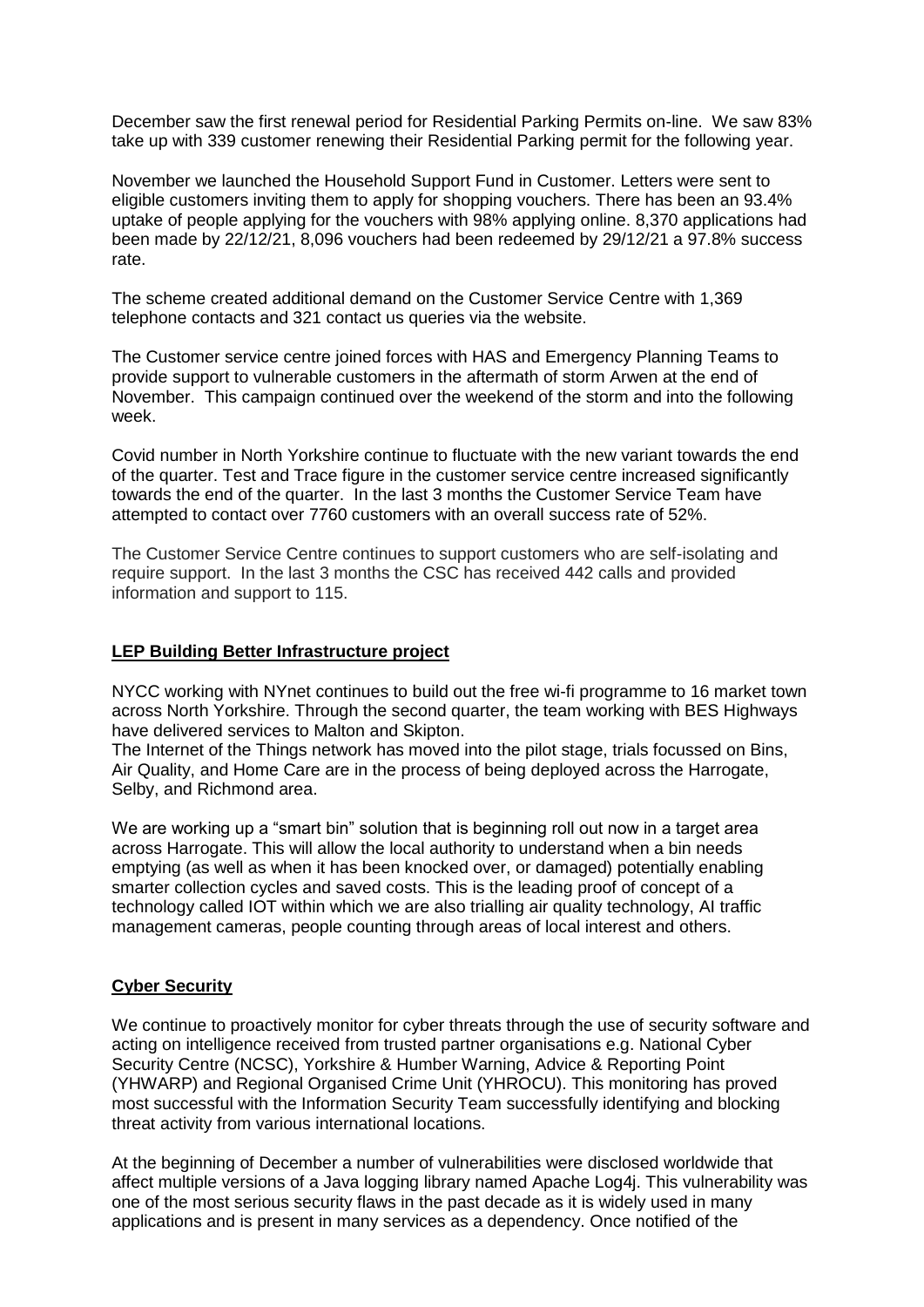December saw the first renewal period for Residential Parking Permits on-line. We saw 83% take up with 339 customer renewing their Residential Parking permit for the following year.

November we launched the Household Support Fund in Customer. Letters were sent to eligible customers inviting them to apply for shopping vouchers. There has been an 93.4% uptake of people applying for the vouchers with 98% applying online. 8,370 applications had been made by 22/12/21, 8,096 vouchers had been redeemed by 29/12/21 a 97.8% success rate.

The scheme created additional demand on the Customer Service Centre with 1,369 telephone contacts and 321 contact us queries via the website.

The Customer service centre joined forces with HAS and Emergency Planning Teams to provide support to vulnerable customers in the aftermath of storm Arwen at the end of November. This campaign continued over the weekend of the storm and into the following week.

Covid number in North Yorkshire continue to fluctuate with the new variant towards the end of the quarter. Test and Trace figure in the customer service centre increased significantly towards the end of the quarter. In the last 3 months the Customer Service Team have attempted to contact over 7760 customers with an overall success rate of 52%.

The Customer Service Centre continues to support customers who are self-isolating and require support. In the last 3 months the CSC has received 442 calls and provided information and support to 115.

**LEP Building Better Infrastructure project**

NYCC working with NYnet continues to build out the free wi-fi programme to 16 market town across North Yorkshire. Through the second quarter, the team working with BES Highways have delivered services to Malton and Skipton.
The Internet of the Things network has moved into the pilot stage, trials focussed on Bins, Air Quality, and Home Care are in the process of being deployed across the Harrogate, Selby, and Richmond area.

We are working up a "smart bin" solution that is beginning roll out now in a target area across Harrogate. This will allow the local authority to understand when a bin needs emptying (as well as when it has been knocked over, or damaged) potentially enabling smarter collection cycles and saved costs. This is the leading proof of concept of a technology called IOT within which we are also trialling air quality technology, AI traffic management cameras, people counting through areas of local interest and others.

**Cyber Security**

We continue to proactively monitor for cyber threats through the use of security software and acting on intelligence received from trusted partner organisations e.g. National Cyber Security Centre (NCSC), Yorkshire & Humber Warning, Advice & Reporting Point (YHWARP) and Regional Organised Crime Unit (YHROCU). This monitoring has proved most successful with the Information Security Team successfully identifying and blocking threat activity from various international locations.

At the beginning of December a number of vulnerabilities were disclosed worldwide that affect multiple versions of a Java logging library named Apache Log4j. This vulnerability was one of the most serious security flaws in the past decade as it is widely used in many applications and is present in many services as a dependency. Once notified of the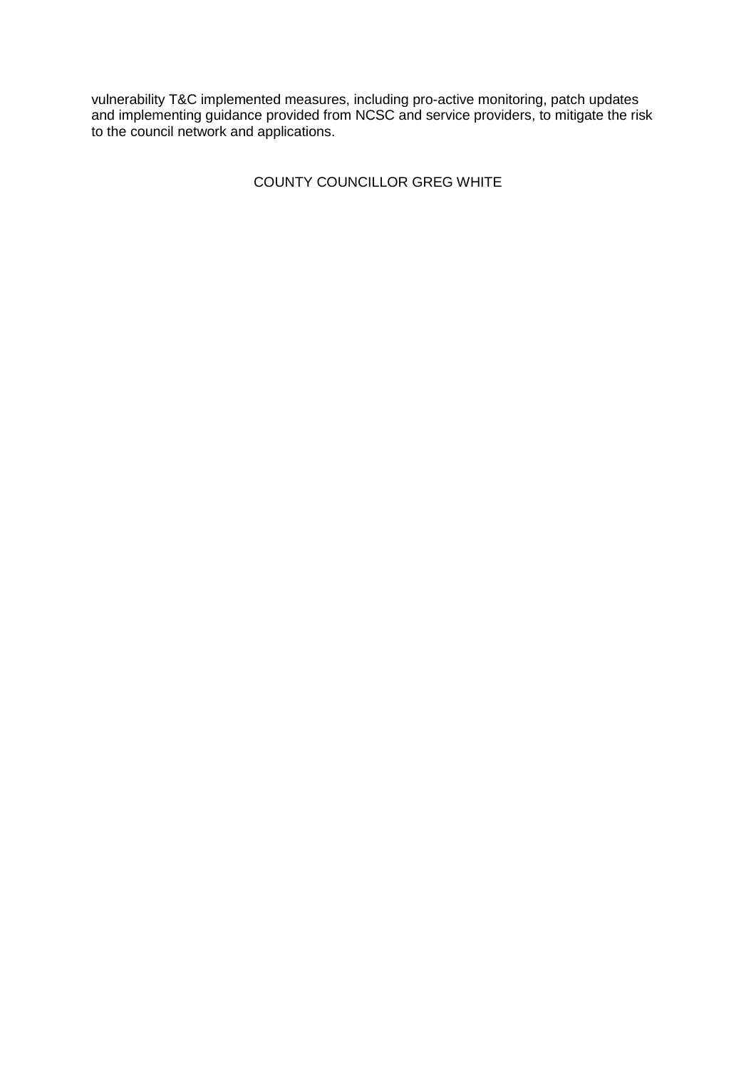vulnerability T&C implemented measures, including pro-active monitoring, patch updates and implementing guidance provided from NCSC and service providers, to mitigate the risk to the council network and applications.

COUNTY COUNCILLOR GREG WHITE